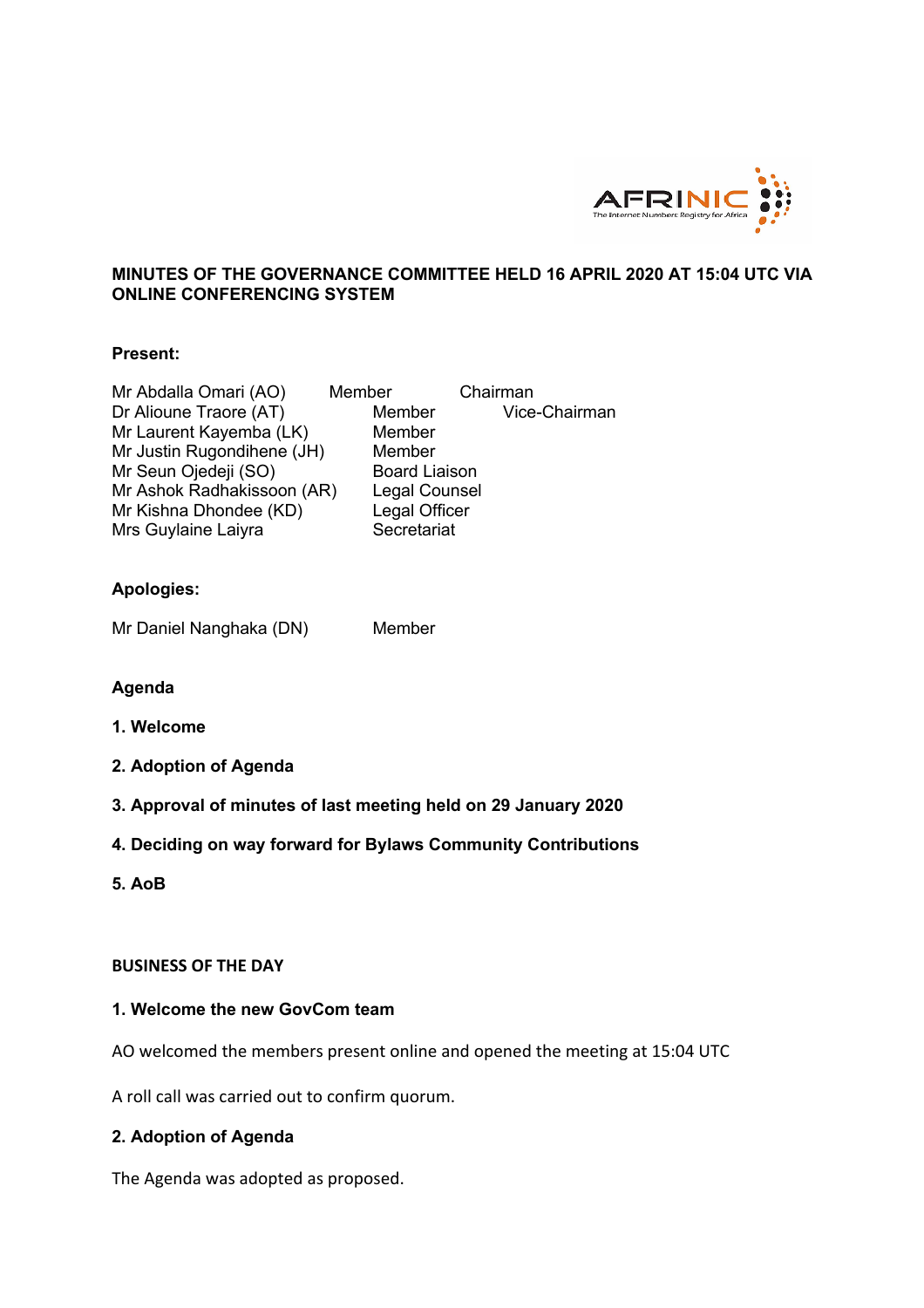# MINUTES OF THE GOVERNANCE COMMITTEE HELD 16 APRIL 2020 AT 15:04 UTC VIA ONLINE CONFERENCING SYSTEM

**Present:**

| | | |
|---|---|---|
| Mr Abdalla Omari (AO) | Member | Chairman |
| Dr Alioune Traore (AT) | Member | Vice-Chairman |
| Mr Laurent Kayemba (LK) | Member | |
| Mr Justin Rugondihene (JH) | Member | |
| Mr Seun Ojedeji (SO) | Board Liaison | |
| Mr Ashok Radhakissoon (AR) | Legal Counsel | |
| Mr Kishna Dhondee (KD) | Legal Officer | |
| Mrs Guylaine Laiyra | Secretariat | |

**Apologies:**

Mr Daniel Nanghaka (DN) Member

**Agenda**

**1. Welcome**

**2. Adoption of Agenda**

**3. Approval of minutes of last meeting held on 29 January 2020**

**4. Deciding on way forward for Bylaws Community Contributions**

**5. AoB**

## BUSINESS OF THE DAY

### 1. Welcome the new GovCom team

AO welcomed the members present online and opened the meeting at 15:04 UTC

A roll call was carried out to confirm quorum.

### 2. Adoption of Agenda

The Agenda was adopted as proposed.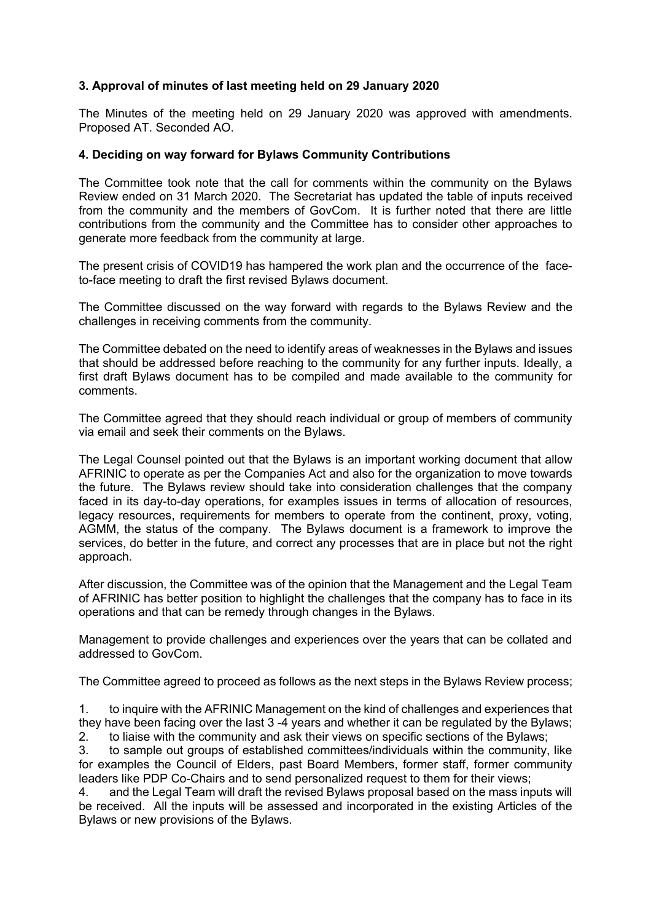### 3. Approval of minutes of last meeting held on 29 January 2020

The Minutes of the meeting held on 29 January 2020 was approved with amendments. Proposed AT. Seconded AO.

### 4. Deciding on way forward for Bylaws Community Contributions

The Committee took note that the call for comments within the community on the Bylaws Review ended on 31 March 2020. The Secretariat has updated the table of inputs received from the community and the members of GovCom. It is further noted that there are little contributions from the community and the Committee has to consider other approaches to generate more feedback from the community at large.

The present crisis of COVID19 has hampered the work plan and the occurrence of the face-to-face meeting to draft the first revised Bylaws document.

The Committee discussed on the way forward with regards to the Bylaws Review and the challenges in receiving comments from the community.

The Committee debated on the need to identify areas of weaknesses in the Bylaws and issues that should be addressed before reaching to the community for any further inputs. Ideally, a first draft Bylaws document has to be compiled and made available to the community for comments.

The Committee agreed that they should reach individual or group of members of community via email and seek their comments on the Bylaws.

The Legal Counsel pointed out that the Bylaws is an important working document that allow AFRINIC to operate as per the Companies Act and also for the organization to move towards the future. The Bylaws review should take into consideration challenges that the company faced in its day-to-day operations, for examples issues in terms of allocation of resources, legacy resources, requirements for members to operate from the continent, proxy, voting, AGMM, the status of the company. The Bylaws document is a framework to improve the services, do better in the future, and correct any processes that are in place but not the right approach.

After discussion, the Committee was of the opinion that the Management and the Legal Team of AFRINIC has better position to highlight the challenges that the company has to face in its operations and that can be remedy through changes in the Bylaws.

Management to provide challenges and experiences over the years that can be collated and addressed to GovCom.

The Committee agreed to proceed as follows as the next steps in the Bylaws Review process;

1. to inquire with the AFRINIC Management on the kind of challenges and experiences that they have been facing over the last 3 -4 years and whether it can be regulated by the Bylaws;
2. to liaise with the community and ask their views on specific sections of the Bylaws;
3. to sample out groups of established committees/individuals within the community, like for examples the Council of Elders, past Board Members, former staff, former community leaders like PDP Co-Chairs and to send personalized request to them for their views;
4. and the Legal Team will draft the revised Bylaws proposal based on the mass inputs will be received. All the inputs will be assessed and incorporated in the existing Articles of the Bylaws or new provisions of the Bylaws.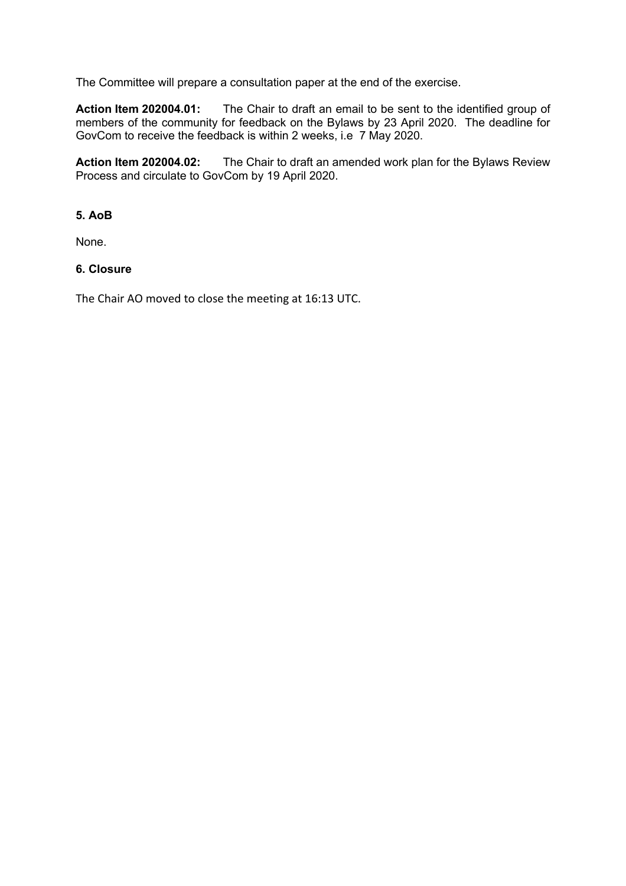The Committee will prepare a consultation paper at the end of the exercise.

**Action Item 202004.01:** The Chair to draft an email to be sent to the identified group of members of the community for feedback on the Bylaws by 23 April 2020. The deadline for GovCom to receive the feedback is within 2 weeks, i.e 7 May 2020.

**Action Item 202004.02:** The Chair to draft an amended work plan for the Bylaws Review Process and circulate to GovCom by 19 April 2020.

### 5. AoB

None.

### 6. Closure

The Chair AO moved to close the meeting at 16:13 UTC.